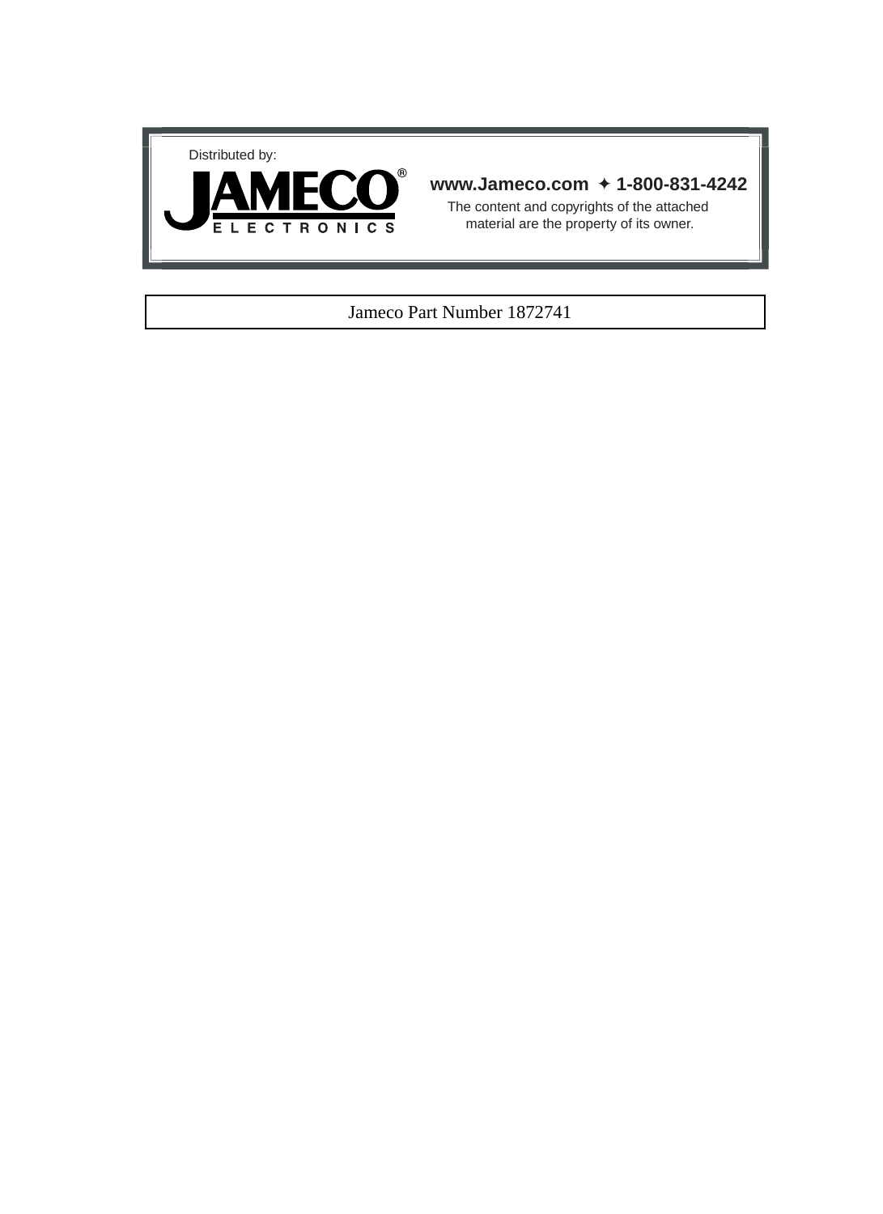Distributed by:

**JAMECO®**
ELECTRONICS

**www.Jameco.com ✦ 1-800-831-4242**

The content and copyrights of the attached material are the property of its owner.

Jameco Part Number 1872741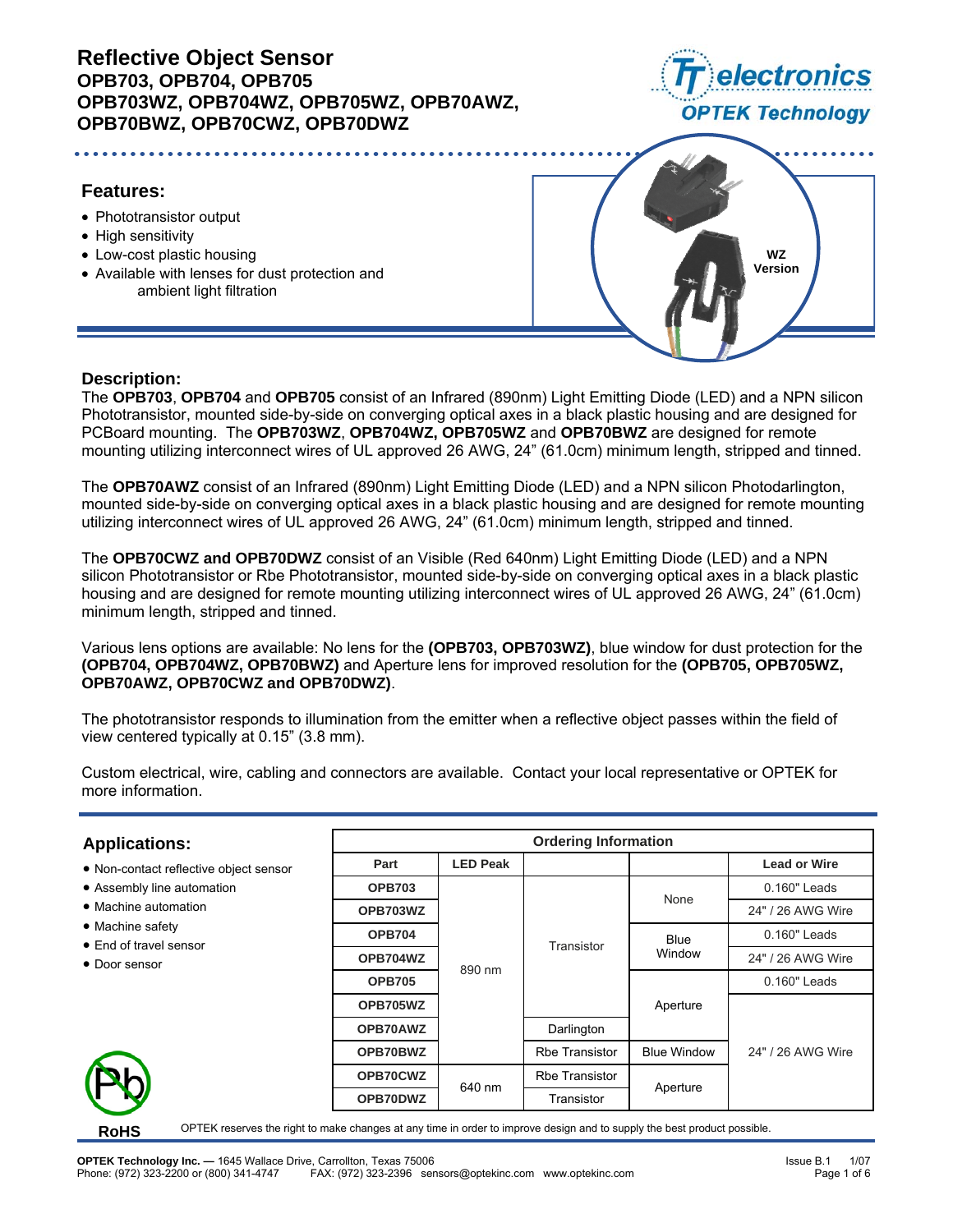# Reflective Object Sensor

## OPB703, OPB704, OPB705
## OPB703WZ, OPB704WZ, OPB705WZ, OPB70AWZ, OPB70BWZ, OPB70CWZ, OPB70DWZ

### Features:

- Phototransistor output
- High sensitivity
- Low-cost plastic housing
- Available with lenses for dust protection and ambient light filtration

WZ Version

### Description:

The **OPB703**, **OPB704** and **OPB705** consist of an Infrared (890nm) Light Emitting Diode (LED) and a NPN silicon Phototransistor, mounted side-by-side on converging optical axes in a black plastic housing and are designed for PCBoard mounting. The **OPB703WZ**, **OPB704WZ, OPB705WZ** and **OPB70BWZ** are designed for remote mounting utilizing interconnect wires of UL approved 26 AWG, 24" (61.0cm) minimum length, stripped and tinned.

The **OPB70AWZ** consist of an Infrared (890nm) Light Emitting Diode (LED) and a NPN silicon Photodarlington, mounted side-by-side on converging optical axes in a black plastic housing and are designed for remote mounting utilizing interconnect wires of UL approved 26 AWG, 24" (61.0cm) minimum length, stripped and tinned.

The **OPB70CWZ and OPB70DWZ** consist of an Visible (Red 640nm) Light Emitting Diode (LED) and a NPN silicon Phototransistor or Rbe Phototransistor, mounted side-by-side on converging optical axes in a black plastic housing and are designed for remote mounting utilizing interconnect wires of UL approved 26 AWG, 24" (61.0cm) minimum length, stripped and tinned.

Various lens options are available: No lens for the **(OPB703, OPB703WZ)**, blue window for dust protection for the **(OPB704, OPB704WZ, OPB70BWZ)** and Aperture lens for improved resolution for the **(OPB705, OPB705WZ, OPB70AWZ, OPB70CWZ and OPB70DWZ)**.

The phototransistor responds to illumination from the emitter when a reflective object passes within the field of view centered typically at 0.15" (3.8 mm).

Custom electrical, wire, cabling and connectors are available. Contact your local representative or OPTEK for more information.

### Applications:

- Non-contact reflective object sensor
- Assembly line automation
- Machine automation
- Machine safety
- End of travel sensor
- Door sensor

**Ordering Information**

| Part | LED Peak | | | Lead or Wire |
|---|---|---|---|---|
| OPB703 | 890 nm | Transistor | None | 0.160" Leads |
| OPB703WZ | 890 nm | Transistor | None | 24" / 26 AWG Wire |
| OPB704 | 890 nm | Transistor | Blue Window | 0.160" Leads |
| OPB704WZ | 890 nm | Transistor | Blue Window | 24" / 26 AWG Wire |
| OPB705 | 890 nm | Transistor | Aperture | 0.160" Leads |
| OPB705WZ | 890 nm | Transistor | Aperture | 24" / 26 AWG Wire |
| OPB70AWZ | 890 nm | Darlington | Aperture | 24" / 26 AWG Wire |
| OPB70BWZ | 890 nm | Rbe Transistor | Blue Window | 24" / 26 AWG Wire |
| OPB70CWZ | 640 nm | Rbe Transistor | Aperture | 24" / 26 AWG Wire |
| OPB70DWZ | 640 nm | Transistor | Aperture | 24" / 26 AWG Wire |

RoHS

OPTEK reserves the right to make changes at any time in order to improve design and to supply the best product possible.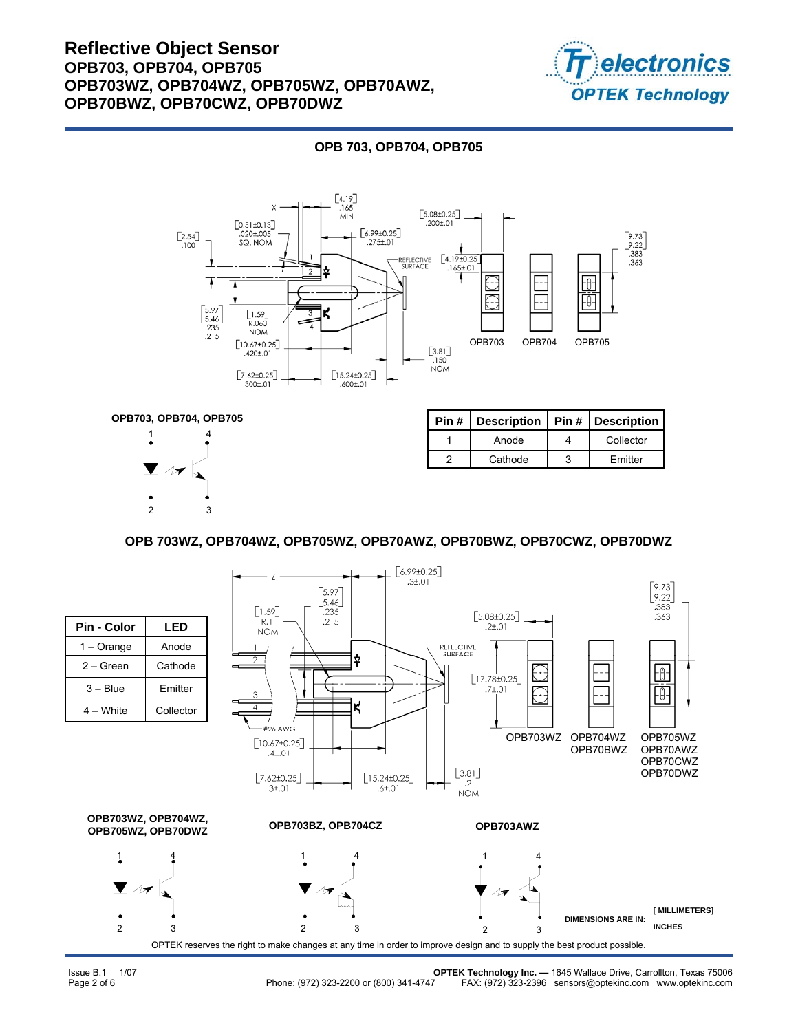# Reflective Object Sensor
## OPB703, OPB704, OPB705
## OPB703WZ, OPB704WZ, OPB705WZ, OPB70AWZ, OPB70BWZ, OPB70CWZ, OPB70DWZ

### OPB 703, OPB704, OPB705

OPB703 OPB704 OPB705

**OPB703, OPB704, OPB705**

| Pin # | Description | Pin # | Description |
|---|---|---|---|
| 1 | Anode | 4 | Collector |
| 2 | Cathode | 3 | Emitter |

### OPB 703WZ, OPB704WZ, OPB705WZ, OPB70AWZ, OPB70BWZ, OPB70CWZ, OPB70DWZ

| Pin - Color | LED |
|---|---|
| 1 – Orange | Anode |
| 2 – Green | Cathode |
| 3 – Blue | Emitter |
| 4 – White | Collector |

OPB703WZ
OPB704WZ, OPB70BWZ
OPB705WZ, OPB70AWZ, OPB70CWZ, OPB70DWZ

**OPB703WZ, OPB704WZ, OPB705WZ, OPB70DWZ**

**OPB703BZ, OPB704CZ**

**OPB703AWZ**

DIMENSIONS ARE IN: [ MILLIMETERS ] INCHES

OPTEK reserves the right to make changes at any time in order to improve design and to supply the best product possible.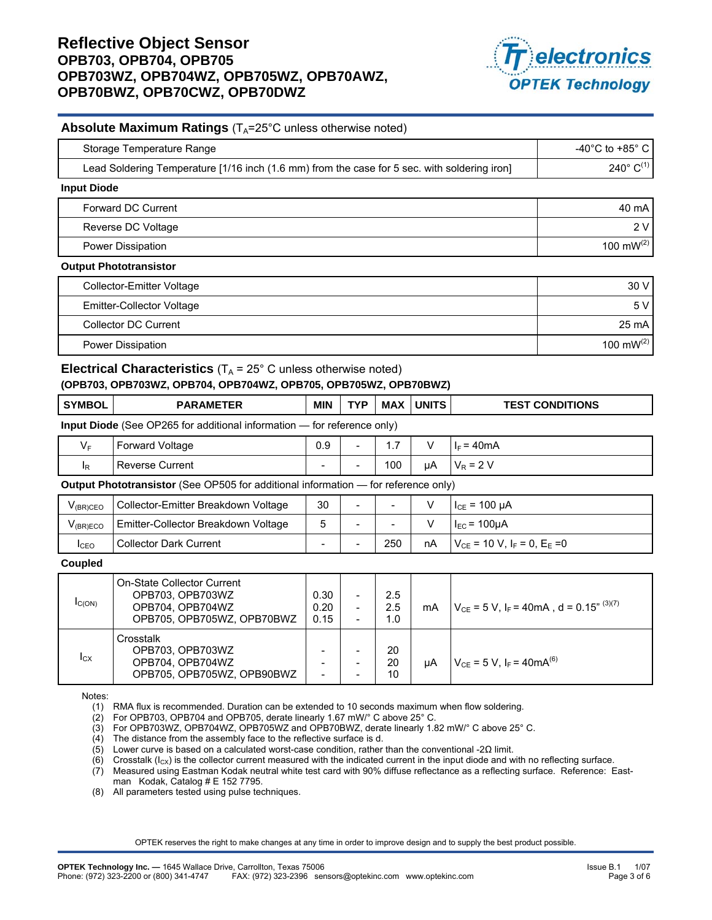# Reflective Object Sensor

## OPB703, OPB704, OPB705
## OPB703WZ, OPB704WZ, OPB705WZ, OPB70AWZ, OPB70BWZ, OPB70CWZ, OPB70DWZ

### Absolute Maximum Ratings ($T_A$=25°C unless otherwise noted)

| | |
|---|---|
| Storage Temperature Range | -40°C to +85° C |
| Lead Soldering Temperature [1/16 inch (1.6 mm) from the case for 5 sec. with soldering iron] | 240° C[1] |

**Input Diode**

| | |
|---|---|
| Forward DC Current | 40 mA |
| Reverse DC Voltage | 2 V |
| Power Dissipation | 100 mW[2] |

**Output Phototransistor**

| | |
|---|---|
| Collector-Emitter Voltage | 30 V |
| Emitter-Collector Voltage | 5 V |
| Collector DC Current | 25 mA |
| Power Dissipation | 100 mW[2] |

### Electrical Characteristics ($T_A$ = 25° C unless otherwise noted)

**(OPB703, OPB703WZ, OPB704, OPB704WZ, OPB705, OPB705WZ, OPB70BWZ)**

| SYMBOL | PARAMETER | MIN | TYP | MAX | UNITS | TEST CONDITIONS |
|---|---|---|---|---|---|---|
| **Input Diode** (See OP265 for additional information — for reference only) | | | | | | |
| $V_F$ | Forward Voltage | 0.9 | - | 1.7 | V | $I_F$ = 40mA |
| $I_R$ | Reverse Current | - | - | 100 | µA | $V_R$ = 2 V |
| **Output Phototransistor** (See OP505 for additional information — for reference only) | | | | | | |
| $V_{(BR)CEO}$ | Collector-Emitter Breakdown Voltage | 30 | - | - | V | $I_{CE}$ = 100 µA |
| $V_{(BR)ECO}$ | Emitter-Collector Breakdown Voltage | 5 | - | - | V | $I_{EC}$ = 100µA |
| $I_{CEO}$ | Collector Dark Current | - | - | 250 | nA | $V_{CE}$ = 10 V, $I_F$ = 0, $E_E$ =0 |
| **Coupled** | | | | | | |
| $I_{C(ON)}$ | On-State Collector Current<br>OPB703, OPB703WZ<br>OPB704, OPB704WZ<br>OPB705, OPB705WZ, OPB70BWZ | <br>0.30<br>0.20<br>0.15 | <br>-<br>-<br>- | <br>2.5<br>2.5<br>1.0 | mA | $V_{CE}$ = 5 V, $I_F$ = 40mA , d = 0.15" [3][7] |
| $I_{CX}$ | Crosstalk<br>OPB703, OPB703WZ<br>OPB704, OPB704WZ<br>OPB705, OPB705WZ, OPB90BWZ | <br>-<br>-<br>- | <br>-<br>-<br>- | <br>20<br>20<br>10 | µA | $V_{CE}$ = 5 V, $I_F$ = 40mA[6] |

Notes:

1. RMA flux is recommended. Duration can be extended to 10 seconds maximum when flow soldering.
2. For OPB703, OPB704 and OPB705, derate linearly 1.67 mW/° C above 25° C.
3. For OPB703WZ, OPB704WZ, OPB705WZ and OPB70BWZ, derate linearly 1.82 mW/° C above 25° C.
4. The distance from the assembly face to the reflective surface is d.
5. Lower curve is based on a calculated worst-case condition, rather than the conventional -2Ω limit.
6. Crosstalk ($I_{CX}$) is the collector current measured with the indicated current in the input diode and with no reflecting surface.
7. Measured using Eastman Kodak neutral white test card with 90% diffuse reflectance as a reflecting surface. Reference: Eastman Kodak, Catalog # E 152 7795.
8. All parameters tested using pulse techniques.

OPTEK reserves the right to make changes at any time in order to improve design and to supply the best product possible.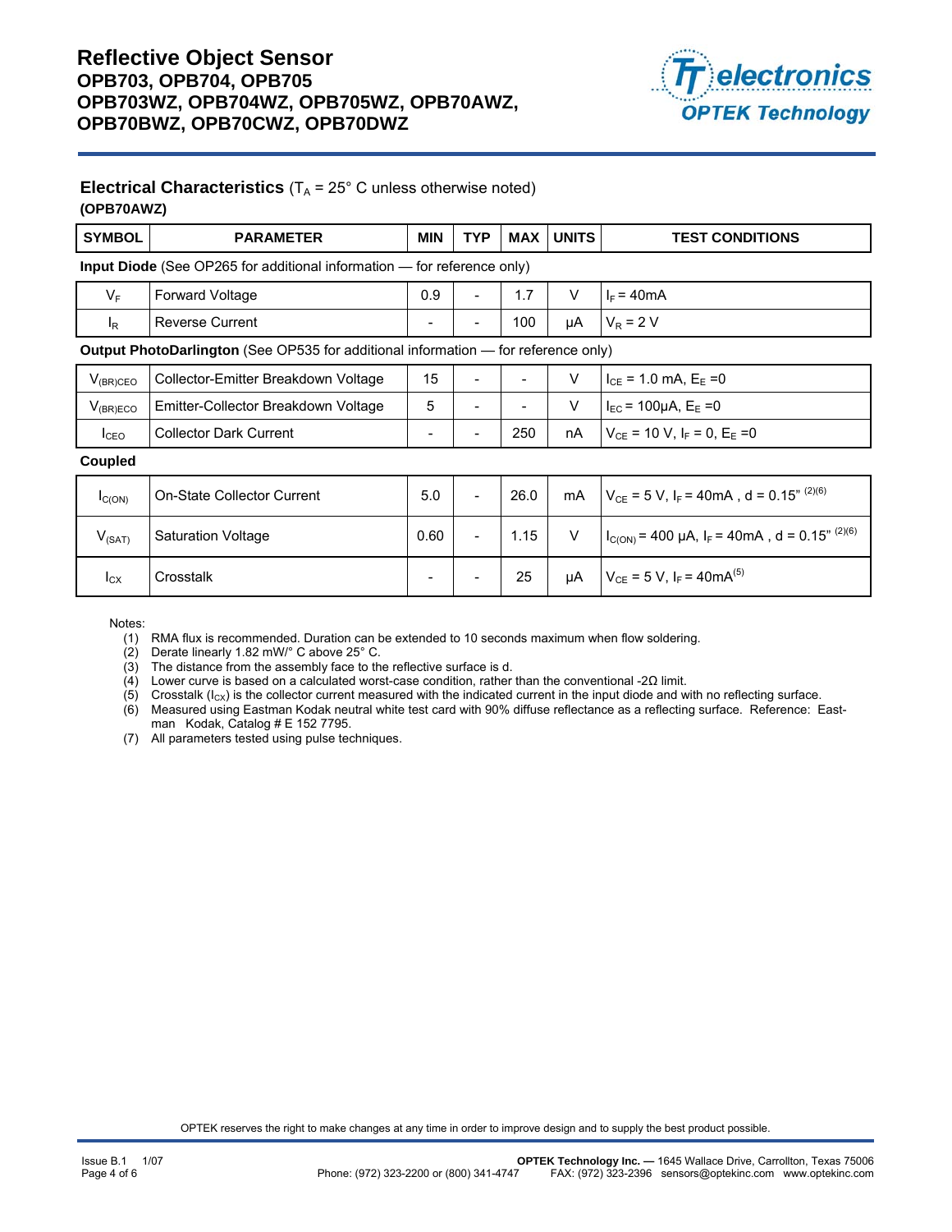# Reflective Object Sensor
## OPB703, OPB704, OPB705
## OPB703WZ, OPB704WZ, OPB705WZ, OPB70AWZ, OPB70BWZ, OPB70CWZ, OPB70DWZ

### Electrical Characteristics ($T_A$ = 25° C unless otherwise noted)

**(OPB70AWZ)**

| SYMBOL | PARAMETER | MIN | TYP | MAX | UNITS | TEST CONDITIONS |
|---|---|---|---|---|---|---|
| **Input Diode** (See OP265 for additional information — for reference only) | | | | | | |
| $V_F$ | Forward Voltage | 0.9 | - | 1.7 | V | $I_F$ = 40mA |
| $I_R$ | Reverse Current | - | - | 100 | µA | $V_R$ = 2 V |
| **Output PhotoDarlington** (See OP535 for additional information — for reference only) | | | | | | |
| $V_{(BR)CEO}$ | Collector-Emitter Breakdown Voltage | 15 | - | - | V | $I_{CE}$ = 1.0 mA, $E_E$ =0 |
| $V_{(BR)ECO}$ | Emitter-Collector Breakdown Voltage | 5 | - | - | V | $I_{EC}$ = 100µA, $E_E$ =0 |
| $I_{CEO}$ | Collector Dark Current | - | - | 250 | nA | $V_{CE}$ = 10 V, $I_F$ = 0, $E_E$ =0 |
| **Coupled** | | | | | | |
| $I_{C(ON)}$ | On-State Collector Current | 5.0 | - | 26.0 | mA | $V_{CE}$ = 5 V, $I_F$ = 40mA , d = 0.15" (2)(6) |
| $V_{(SAT)}$ | Saturation Voltage | 0.60 | - | 1.15 | V | $I_{C(ON)}$ = 400 µA, $I_F$ = 40mA , d = 0.15" (2)(6) |
| $I_{CX}$ | Crosstalk | - | - | 25 | µA | $V_{CE}$ = 5 V, $I_F$ = 40mA (5) |

Notes:

1. RMA flux is recommended. Duration can be extended to 10 seconds maximum when flow soldering.
2. Derate linearly 1.82 mW/° C above 25° C.
3. The distance from the assembly face to the reflective surface is d.
4. Lower curve is based on a calculated worst-case condition, rather than the conventional -2Ω limit.
5. Crosstalk ($I_{CX}$) is the collector current measured with the indicated current in the input diode and with no reflecting surface.
6. Measured using Eastman Kodak neutral white test card with 90% diffuse reflectance as a reflecting surface. Reference: Eastman Kodak, Catalog # E 152 7795.
7. All parameters tested using pulse techniques.

OPTEK reserves the right to make changes at any time in order to improve design and to supply the best product possible.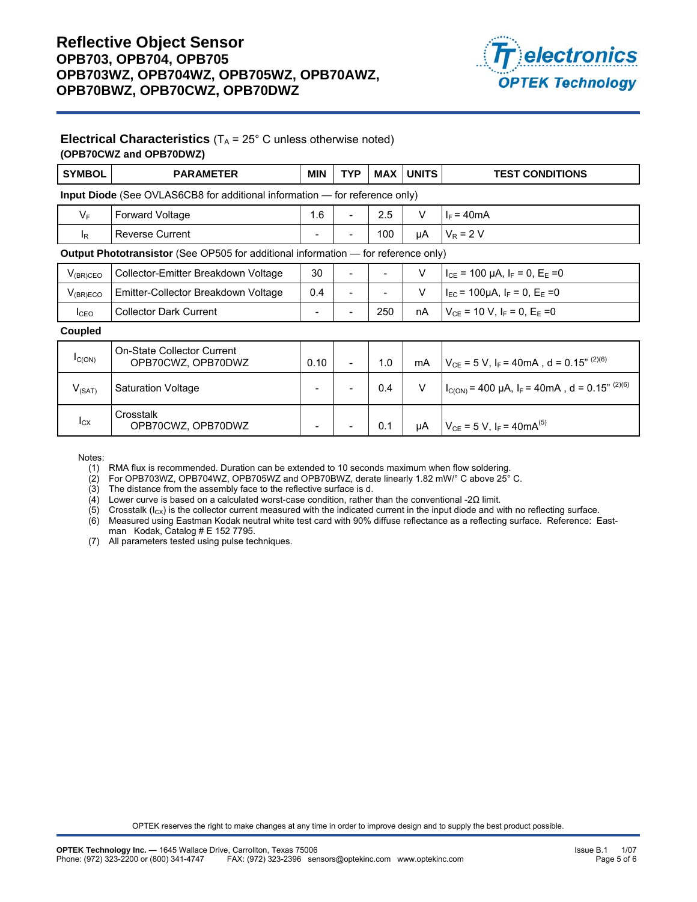## Electrical Characteristics ($T_A$ = 25° C unless otherwise noted)

**(OPB70CWZ and OPB70DWZ)**

| SYMBOL | PARAMETER | MIN | TYP | MAX | UNITS | TEST CONDITIONS |
|---|---|---|---|---|---|---|
| **Input Diode** (See OVLAS6CB8 for additional information — for reference only) | | | | | | |
| $V_F$ | Forward Voltage | 1.6 | - | 2.5 | V | $I_F$ = 40mA |
| $I_R$ | Reverse Current | - | - | 100 | µA | $V_R$ = 2 V |
| **Output Phototransistor** (See OP505 for additional information — for reference only) | | | | | | |
| $V_{(BR)CEO}$ | Collector-Emitter Breakdown Voltage | 30 | - | - | V | $I_{CE}$ = 100 µA, $I_F$ = 0, $E_E$ =0 |
| $V_{(BR)ECO}$ | Emitter-Collector Breakdown Voltage | 0.4 | - | - | V | $I_{EC}$ = 100µA, $I_F$ = 0, $E_E$ =0 |
| $I_{CEO}$ | Collector Dark Current | - | - | 250 | nA | $V_{CE}$ = 10 V, $I_F$ = 0, $E_E$ =0 |
| **Coupled** | | | | | | |
| $I_{C(ON)}$ | On-State Collector Current OPB70CWZ, OPB70DWZ | 0.10 | - | 1.0 | mA | $V_{CE}$ = 5 V, $I_F$ = 40mA , d = 0.15" (2)(6) |
| $V_{(SAT)}$ | Saturation Voltage | - | - | 0.4 | V | $I_{C(ON)}$ = 400 µA, $I_F$ = 40mA , d = 0.15" (2)(6) |
| $I_{CX}$ | Crosstalk OPB70CWZ, OPB70DWZ | - | - | 0.1 | µA | $V_{CE}$ = 5 V, $I_F$ = 40mA(5) |

Notes:

(1) RMA flux is recommended. Duration can be extended to 10 seconds maximum when flow soldering.
(2) For OPB703WZ, OPB704WZ, OPB705WZ and OPB70BWZ, derate linearly 1.82 mW/° C above 25° C.
(3) The distance from the assembly face to the reflective surface is d.
(4) Lower curve is based on a calculated worst-case condition, rather than the conventional -2Ω limit.
(5) Crosstalk ($I_{CX}$) is the collector current measured with the indicated current in the input diode and with no reflecting surface.
(6) Measured using Eastman Kodak neutral white test card with 90% diffuse reflectance as a reflecting surface. Reference: Eastman Kodak, Catalog # E 152 7795.
(7) All parameters tested using pulse techniques.

OPTEK reserves the right to make changes at any time in order to improve design and to supply the best product possible.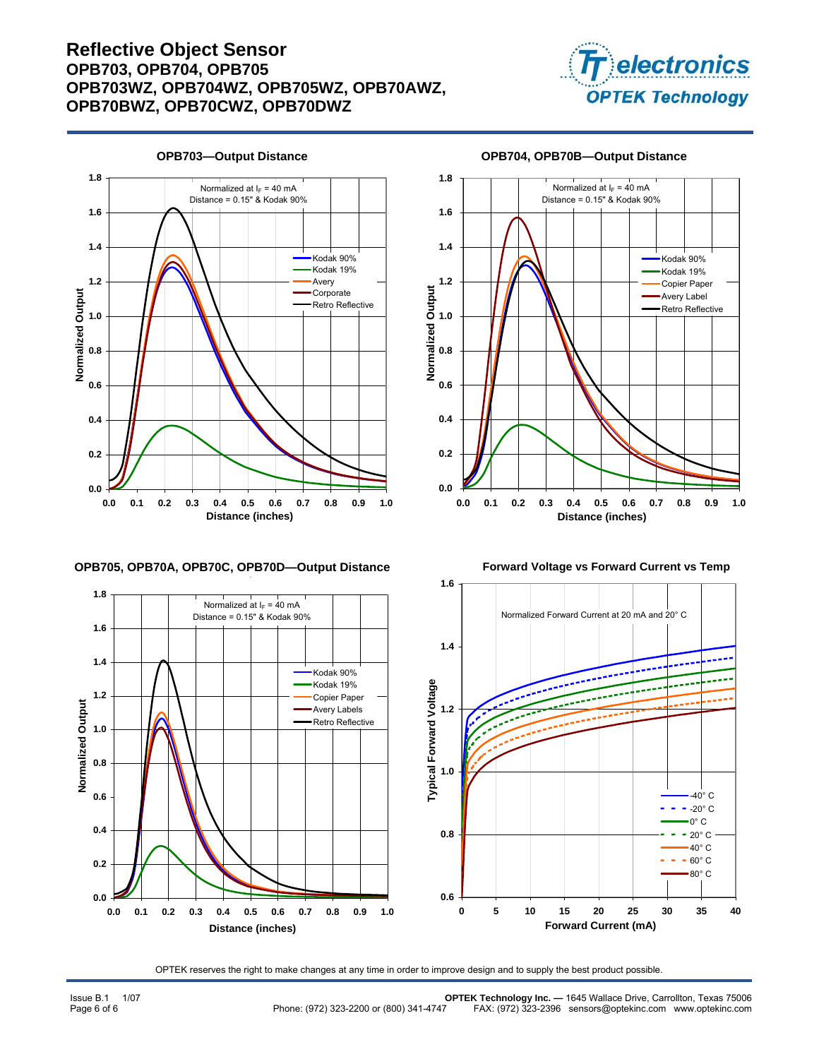# Reflective Object Sensor
## OPB703, OPB704, OPB705
## OPB703WZ, OPB704WZ, OPB705WZ, OPB70AWZ, OPB70BWZ, OPB70CWZ, OPB70DWZ

### OPB703—Output Distance

Normalized at $I_F$ = 40 mA
Distance = 0.15" & Kodak 90%

Kodak 90%
Kodak 19%
Avery
Corporate
Retro Reflective

Normalized Output
1.8
1.6
1.4
1.2
1.0
0.8
0.6
0.4
0.2
0.0

Distance (inches)
0.0 0.1 0.2 0.3 0.4 0.5 0.6 0.7 0.8 0.9 1.0

### OPB704, OPB70B—Output Distance

Normalized at $I_F$ = 40 mA
Distance = 0.15" & Kodak 90%

Kodak 90%
Kodak 19%
Copier Paper
Avery Label
Retro Reflective

Normalized Output
1.8
1.6
1.4
1.2
1.0
0.8
0.6
0.4
0.2
0.0

Distance (inches)
0.0 0.1 0.2 0.3 0.4 0.5 0.6 0.7 0.8 0.9 1.0

### OPB705, OPB70A, OPB70C, OPB70D—Output Distance

Normalized at $I_F$ = 40 mA
Distance = 0.15" & Kodak 90%

Kodak 90%
Kodak 19%
Copier Paper
Avery Labels
Retro Reflective

Normalized Output
1.8
1.6
1.4
1.2
1.0
0.8
0.6
0.4
0.2
0.0

Distance (inches)
0.0 0.1 0.2 0.3 0.4 0.5 0.6 0.7 0.8 0.9 1.0

### Forward Voltage vs Forward Current vs Temp

Normalized Forward Current at 20 mA and 20° C

-40° C
-20° C
0° C
20° C
40° C
60° C
80° C

Typical Forward Voltage
1.6
1.4
1.2
1.0
0.8
0.6

Forward Current (mA)
0 5 10 15 20 25 30 35 40

OPTEK reserves the right to make changes at any time in order to improve design and to supply the best product possible.

Issue B.1 1/07

**OPTEK Technology Inc.** — 1645 Wallace Drive, Carrollton, Texas 75006
Phone: (972) 323-2200 or (800) 341-4747 FAX: (972) 323-2396 sensors@optekinc.com www.optekinc.com